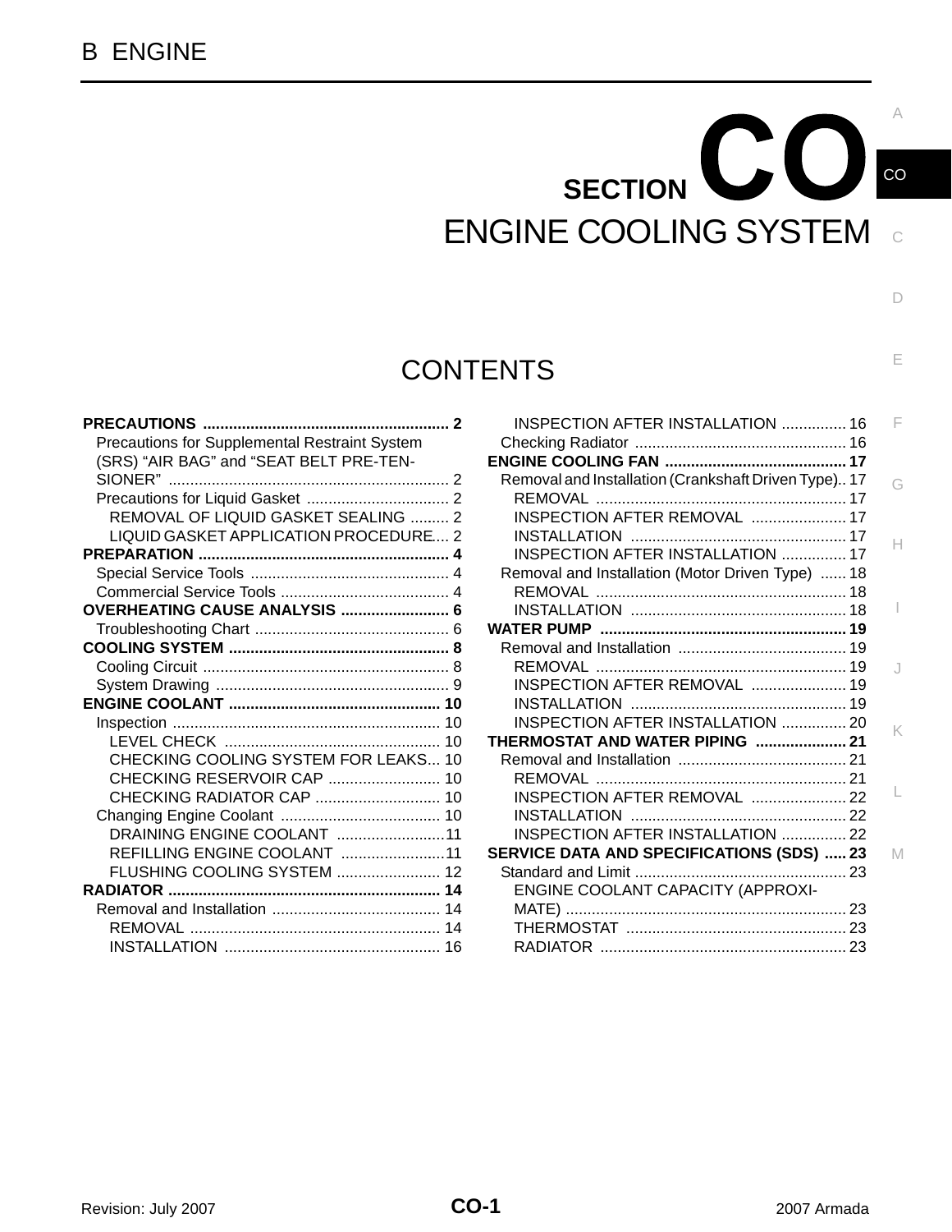B ENGINE

# SECTION CO

# ENGINE COOLING SYSTEM

## CONTENTS

**PRECAUTIONS** .......... 2
- Precautions for Supplemental Restraint System (SRS) “AIR BAG” and “SEAT BELT PRE-TENSIONER” .......... 2
- Precautions for Liquid Gasket .......... 2
  - REMOVAL OF LIQUID GASKET SEALING .......... 2
  - LIQUID GASKET APPLICATION PROCEDURE .......... 2

**PREPARATION** .......... 4
- Special Service Tools .......... 4
- Commercial Service Tools .......... 4

**OVERHEATING CAUSE ANALYSIS** .......... 6
- Troubleshooting Chart .......... 6

**COOLING SYSTEM** .......... 8
- Cooling Circuit .......... 8
- System Drawing .......... 9

**ENGINE COOLANT** .......... 10
- Inspection .......... 10
  - LEVEL CHECK .......... 10
  - CHECKING COOLING SYSTEM FOR LEAKS .......... 10
  - CHECKING RESERVOIR CAP .......... 10
  - CHECKING RADIATOR CAP .......... 10
- Changing Engine Coolant .......... 10
  - DRAINING ENGINE COOLANT .......... 11
  - REFILLING ENGINE COOLANT .......... 11
  - FLUSHING COOLING SYSTEM .......... 12

**RADIATOR** .......... 14
- Removal and Installation .......... 14
  - REMOVAL .......... 14
  - INSTALLATION .......... 16
  - INSPECTION AFTER INSTALLATION .......... 16
- Checking Radiator .......... 16

**ENGINE COOLING FAN** .......... 17
- Removal and Installation (Crankshaft Driven Type) .......... 17
  - REMOVAL .......... 17
  - INSPECTION AFTER REMOVAL .......... 17
  - INSTALLATION .......... 17
  - INSPECTION AFTER INSTALLATION .......... 17
- Removal and Installation (Motor Driven Type) .......... 18
  - REMOVAL .......... 18
  - INSTALLATION .......... 18

**WATER PUMP** .......... 19
- Removal and Installation .......... 19
  - REMOVAL .......... 19
  - INSPECTION AFTER REMOVAL .......... 19
  - INSTALLATION .......... 19
  - INSPECTION AFTER INSTALLATION .......... 20

**THERMOSTAT AND WATER PIPING** .......... 21
- Removal and Installation .......... 21
  - REMOVAL .......... 21
  - INSPECTION AFTER REMOVAL .......... 22
  - INSTALLATION .......... 22
  - INSPECTION AFTER INSTALLATION .......... 22

**SERVICE DATA AND SPECIFICATIONS (SDS)** .......... 23
- Standard and Limit .......... 23
  - ENGINE COOLANT CAPACITY (APPROXIMATE) .......... 23
  - THERMOSTAT .......... 23
  - RADIATOR .......... 23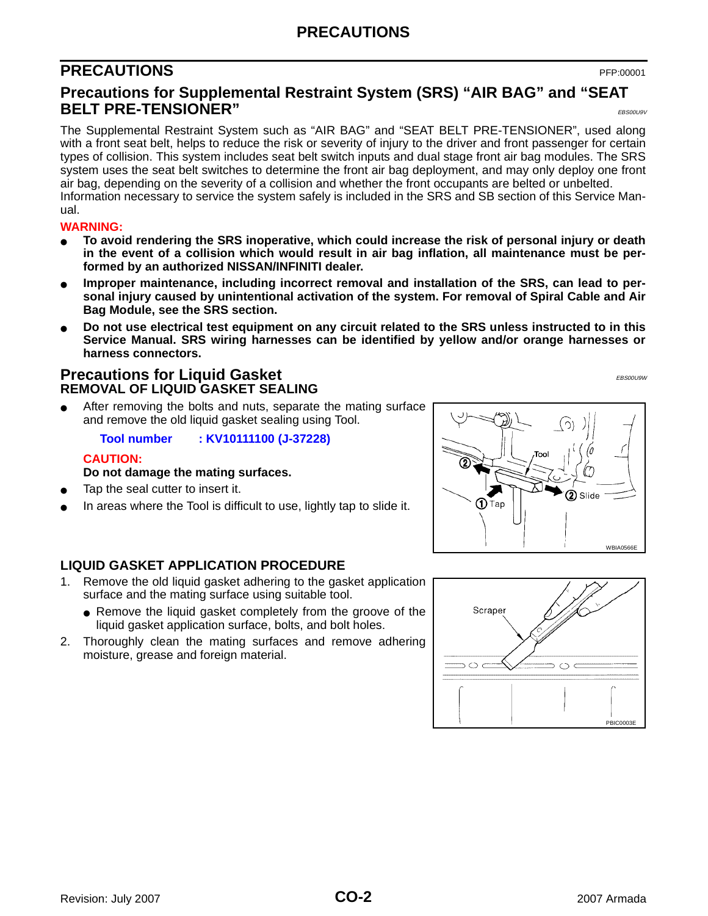# PRECAUTIONS

PFP:00001

## Precautions for Supplemental Restraint System (SRS) "AIR BAG" and "SEAT BELT PRE-TENSIONER"

EBS00U9V

The Supplemental Restraint System such as "AIR BAG" and "SEAT BELT PRE-TENSIONER", used along with a front seat belt, helps to reduce the risk or severity of injury to the driver and front passenger for certain types of collision. This system includes seat belt switch inputs and dual stage front air bag modules. The SRS system uses the seat belt switches to determine the front air bag deployment, and may only deploy one front air bag, depending on the severity of a collision and whether the front occupants are belted or unbelted.
Information necessary to service the system safely is included in the SRS and SB section of this Service Manual.

**WARNING:**

- **To avoid rendering the SRS inoperative, which could increase the risk of personal injury or death in the event of a collision which would result in air bag inflation, all maintenance must be performed by an authorized NISSAN/INFINITI dealer.**
- **Improper maintenance, including incorrect removal and installation of the SRS, can lead to personal injury caused by unintentional activation of the system. For removal of Spiral Cable and Air Bag Module, see the SRS section.**
- **Do not use electrical test equipment on any circuit related to the SRS unless instructed to in this Service Manual. SRS wiring harnesses can be identified by yellow and/or orange harnesses or harness connectors.**

## Precautions for Liquid Gasket

EBS00U9W

### REMOVAL OF LIQUID GASKET SEALING

- After removing the bolts and nuts, separate the mating surface and remove the old liquid gasket sealing using Tool.

  **Tool number : KV10111100 (J-37228)**

  **CAUTION:**

  **Do not damage the mating surfaces.**
- Tap the seal cutter to insert it.
- In areas where the Tool is difficult to use, lightly tap to slide it.

WBIA0566E

### LIQUID GASKET APPLICATION PROCEDURE

1. Remove the old liquid gasket adhering to the gasket application surface and the mating surface using suitable tool.
   - Remove the liquid gasket completely from the groove of the liquid gasket application surface, bolts, and bolt holes.
2. Thoroughly clean the mating surfaces and remove adhering moisture, grease and foreign material.

PBIC0003E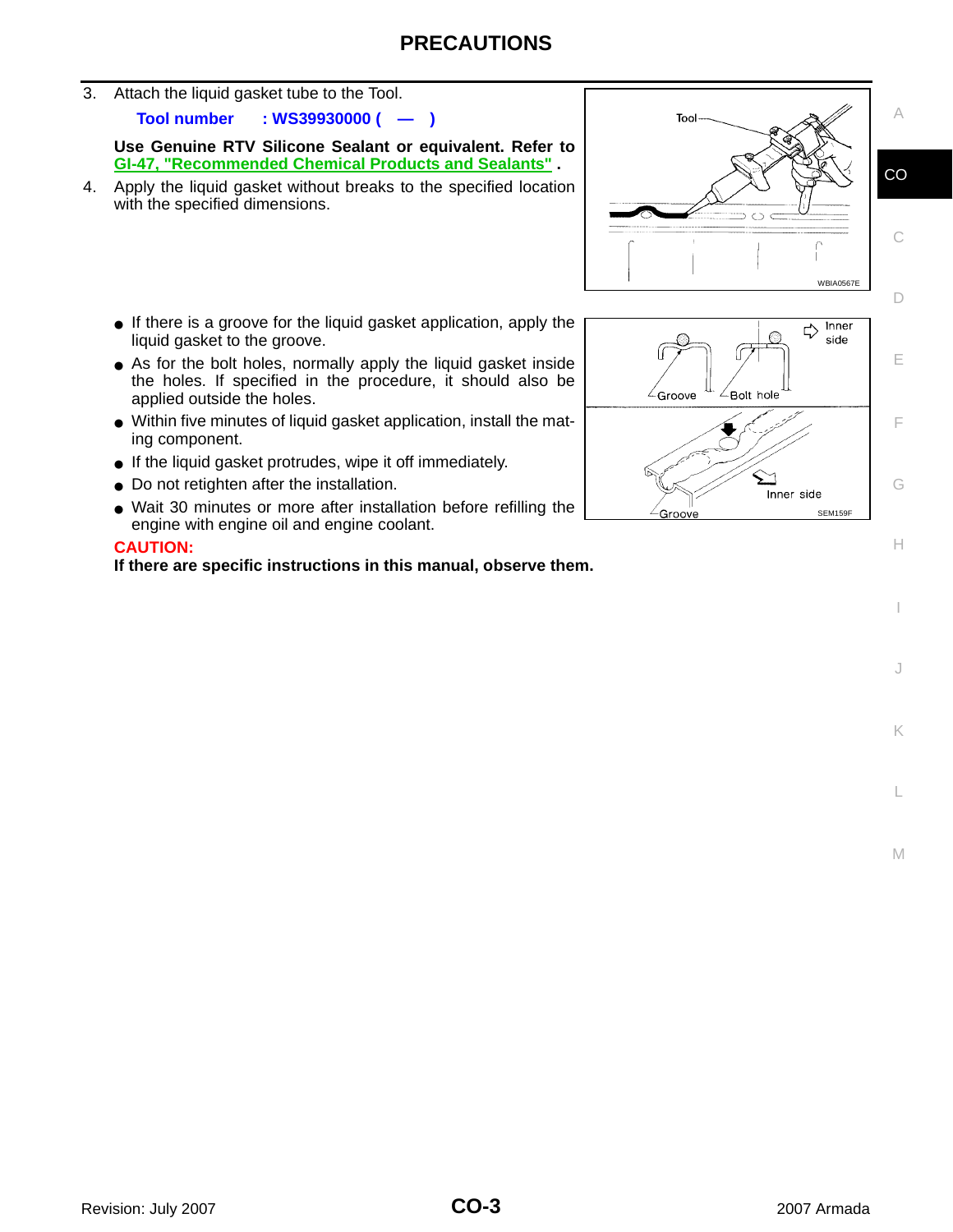3. Attach the liquid gasket tube to the Tool.

   **Tool number : WS39930000 ( — )**

   **Use Genuine RTV Silicone Sealant or equivalent. Refer to GI-47, "Recommended Chemical Products and Sealants" .**

4. Apply the liquid gasket without breaks to the specified location with the specified dimensions.

- If there is a groove for the liquid gasket application, apply the liquid gasket to the groove.
- As for the bolt holes, normally apply the liquid gasket inside the holes. If specified in the procedure, it should also be applied outside the holes.
- Within five minutes of liquid gasket application, install the mating component.
- If the liquid gasket protrudes, wipe it off immediately.
- Do not retighten after the installation.
- Wait 30 minutes or more after installation before refilling the engine with engine oil and engine coolant.

**CAUTION:**

**If there are specific instructions in this manual, observe them.**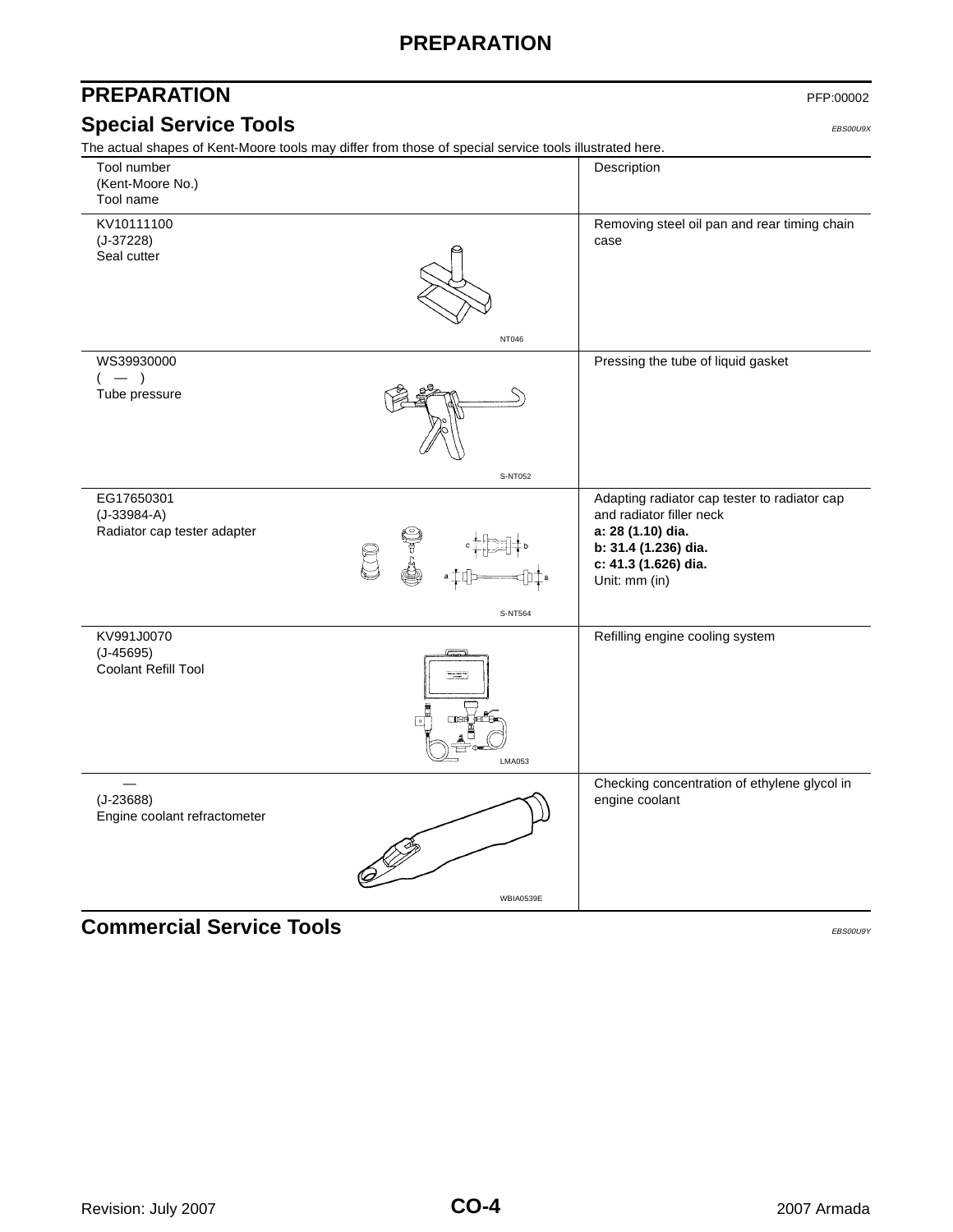# PREPARATION

PFP:00002

## Special Service Tools

EBS00U9X

The actual shapes of Kent-Moore tools may differ from those of special service tools illustrated here.

| Tool number<br>(Kent-Moore No.)<br>Tool name | | Description |
|---|---|---|
| KV10111100<br>(J-37228)<br>Seal cutter | NT046 | Removing steel oil pan and rear timing chain case |
| WS39930000<br>( — )<br>Tube pressure | S-NT052 | Pressing the tube of liquid gasket |
| EG17650301<br>(J-33984-A)<br>Radiator cap tester adapter | S-NT564 | Adapting radiator cap tester to radiator cap and radiator filler neck<br>**a: 28 (1.10) dia.**<br>**b: 31.4 (1.236) dia.**<br>**c: 41.3 (1.626) dia.**<br>Unit: mm (in) |
| KV991J0070<br>(J-45695)<br>Coolant Refill Tool | LMA053 | Refilling engine cooling system |
| —<br>(J-23688)<br>Engine coolant refractometer | WBIA0539E | Checking concentration of ethylene glycol in engine coolant |

## Commercial Service Tools

EBS00U9Y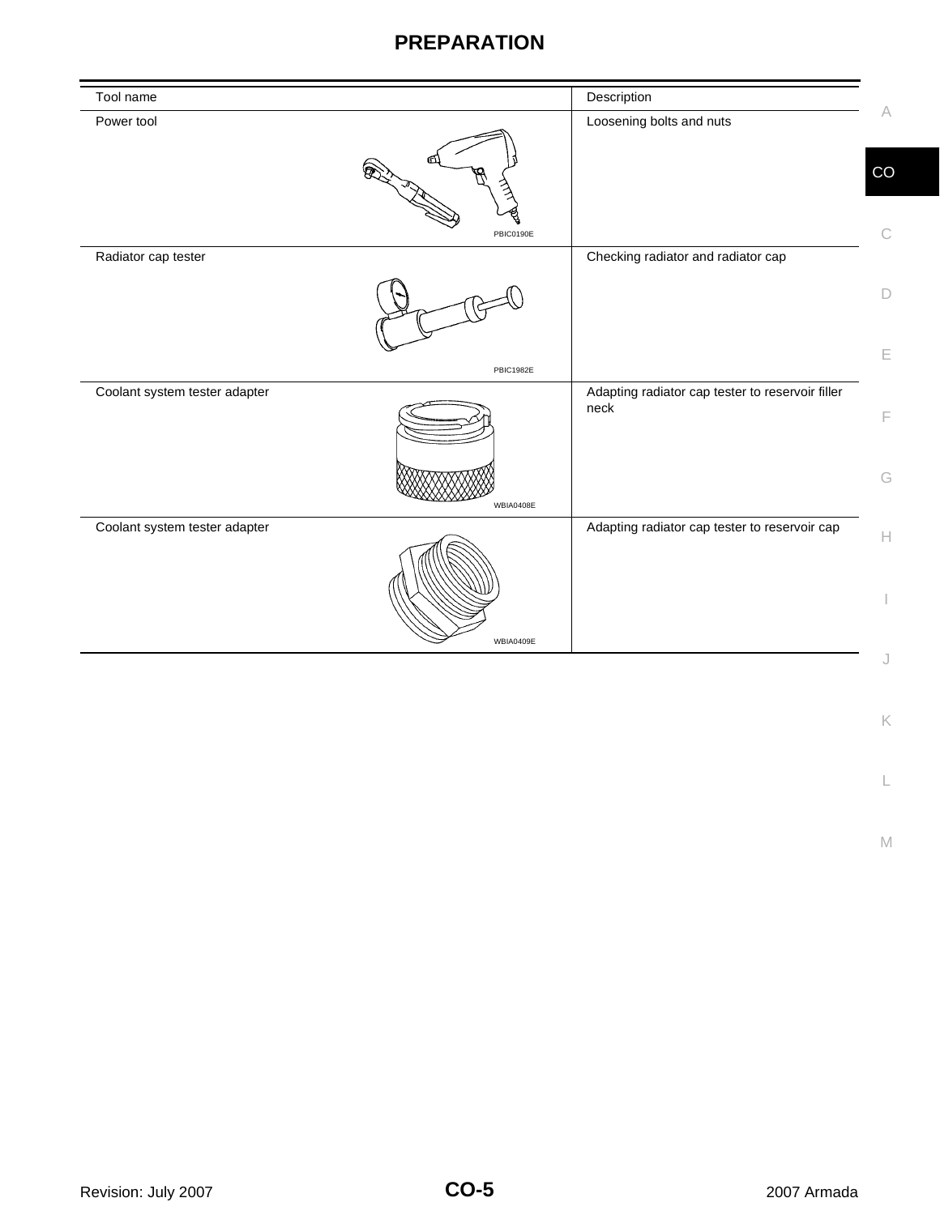# PREPARATION

| Tool name | Description |
|---|---|
| Power tool<br>PBIC0190E | Loosening bolts and nuts |
| Radiator cap tester<br>PBIC1982E | Checking radiator and radiator cap |
| Coolant system tester adapter<br>WBIA0408E | Adapting radiator cap tester to reservoir filler neck |
| Coolant system tester adapter<br>WBIA0409E | Adapting radiator cap tester to reservoir cap |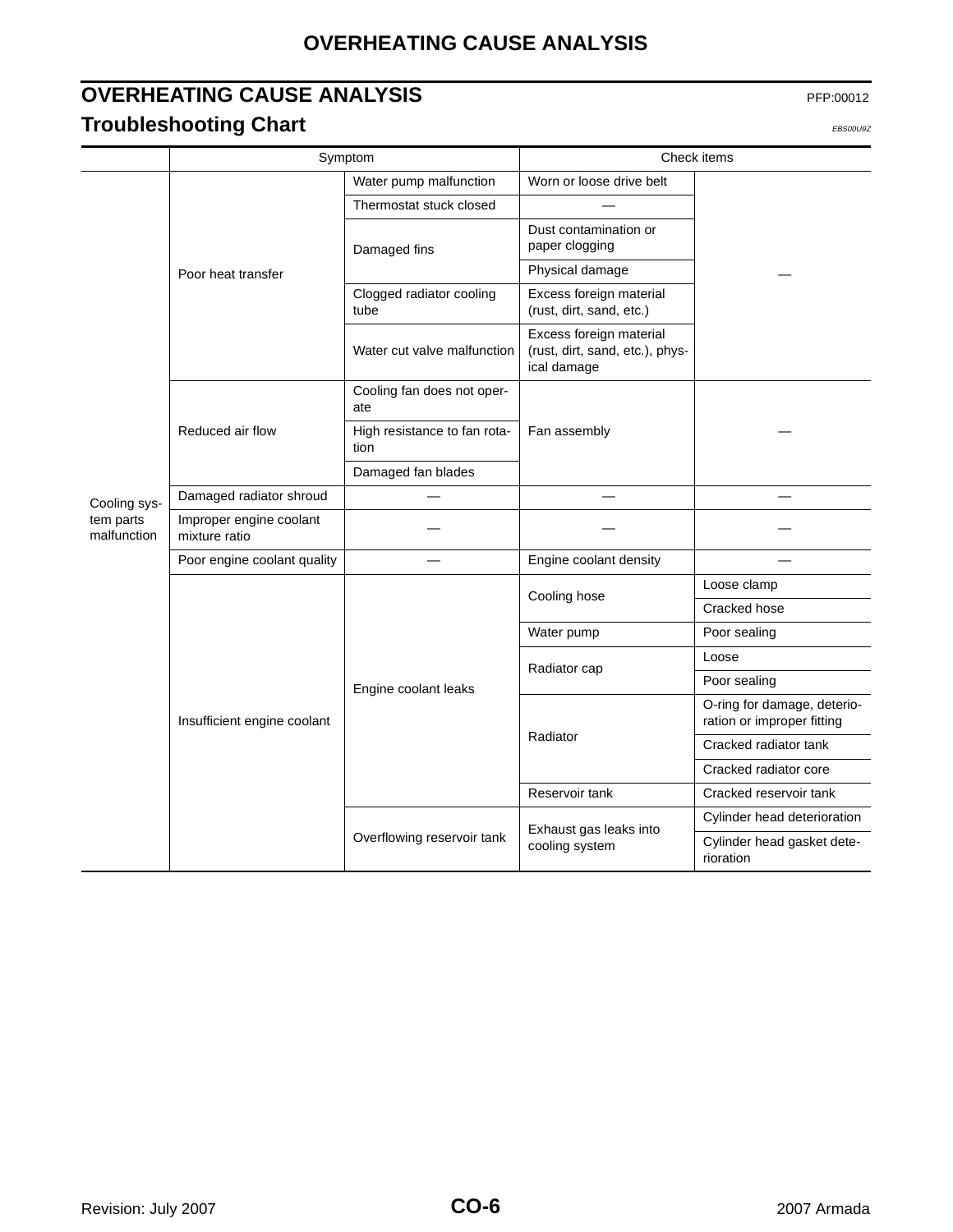## OVERHEATING CAUSE ANALYSIS

PFP:00012

### Troubleshooting Chart

EBS00U9Z

| | Symptom | | Check items | |
|---|---|---|---|---|
| Cooling system parts malfunction | Poor heat transfer | Water pump malfunction | Worn or loose drive belt | — |
| | | Thermostat stuck closed | — | |
| | | Damaged fins | Dust contamination or paper clogging | |
| | | | Physical damage | |
| | | Clogged radiator cooling tube | Excess foreign material (rust, dirt, sand, etc.) | |
| | | Water cut valve malfunction | Excess foreign material (rust, dirt, sand, etc.), physical damage | |
| | Reduced air flow | Cooling fan does not operate | Fan assembly | — |
| | | High resistance to fan rotation | | |
| | | Damaged fan blades | | |
| | Damaged radiator shroud | — | — | — |
| | Improper engine coolant mixture ratio | — | — | — |
| | Poor engine coolant quality | — | Engine coolant density | — |
| | Insufficient engine coolant | Engine coolant leaks | Cooling hose | Loose clamp |
| | | | | Cracked hose |
| | | | Water pump | Poor sealing |
| | | | Radiator cap | Loose |
| | | | | Poor sealing |
| | | | Radiator | O-ring for damage, deterioration or improper fitting |
| | | | | Cracked radiator tank |
| | | | | Cracked radiator core |
| | | | Reservoir tank | Cracked reservoir tank |
| | | Overflowing reservoir tank | Exhaust gas leaks into cooling system | Cylinder head deterioration |
| | | | | Cylinder head gasket deterioration |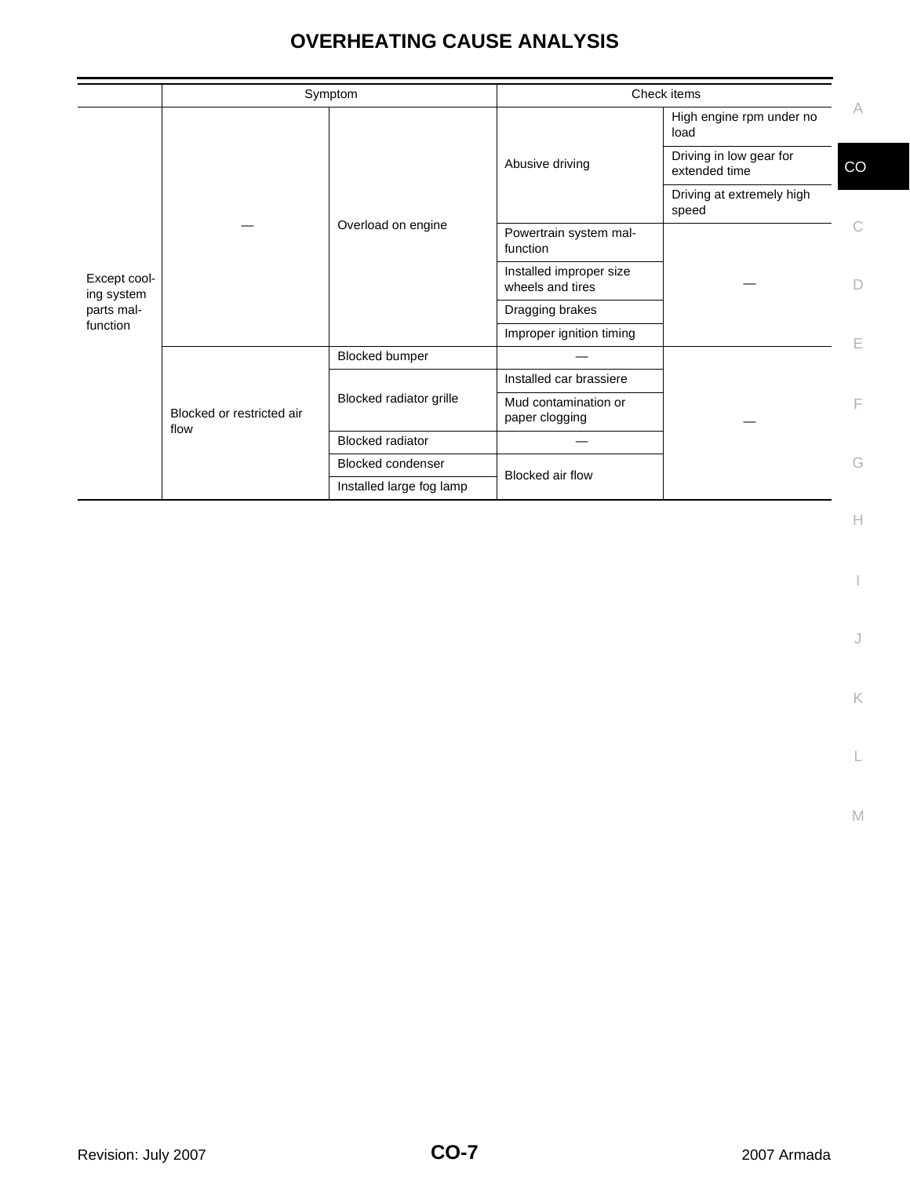# OVERHEATING CAUSE ANALYSIS

| | Symptom | | Check items | |
|---|---|---|---|---|
| Except cooling system parts malfunction | — | Overload on engine | Abusive driving | High engine rpm under no load |
| | | | | Driving in low gear for extended time |
| | | | | Driving at extremely high speed |
| | | | Powertrain system malfunction | — |
| | | | Installed improper size wheels and tires | |
| | | | Dragging brakes | |
| | | | Improper ignition timing | |
| | Blocked or restricted air flow | Blocked bumper | — | — |
| | | Blocked radiator grille | Installed car brassiere | |
| | | | Mud contamination or paper clogging | |
| | | Blocked radiator | — | |
| | | Blocked condenser | Blocked air flow | |
| | | Installed large fog lamp | | |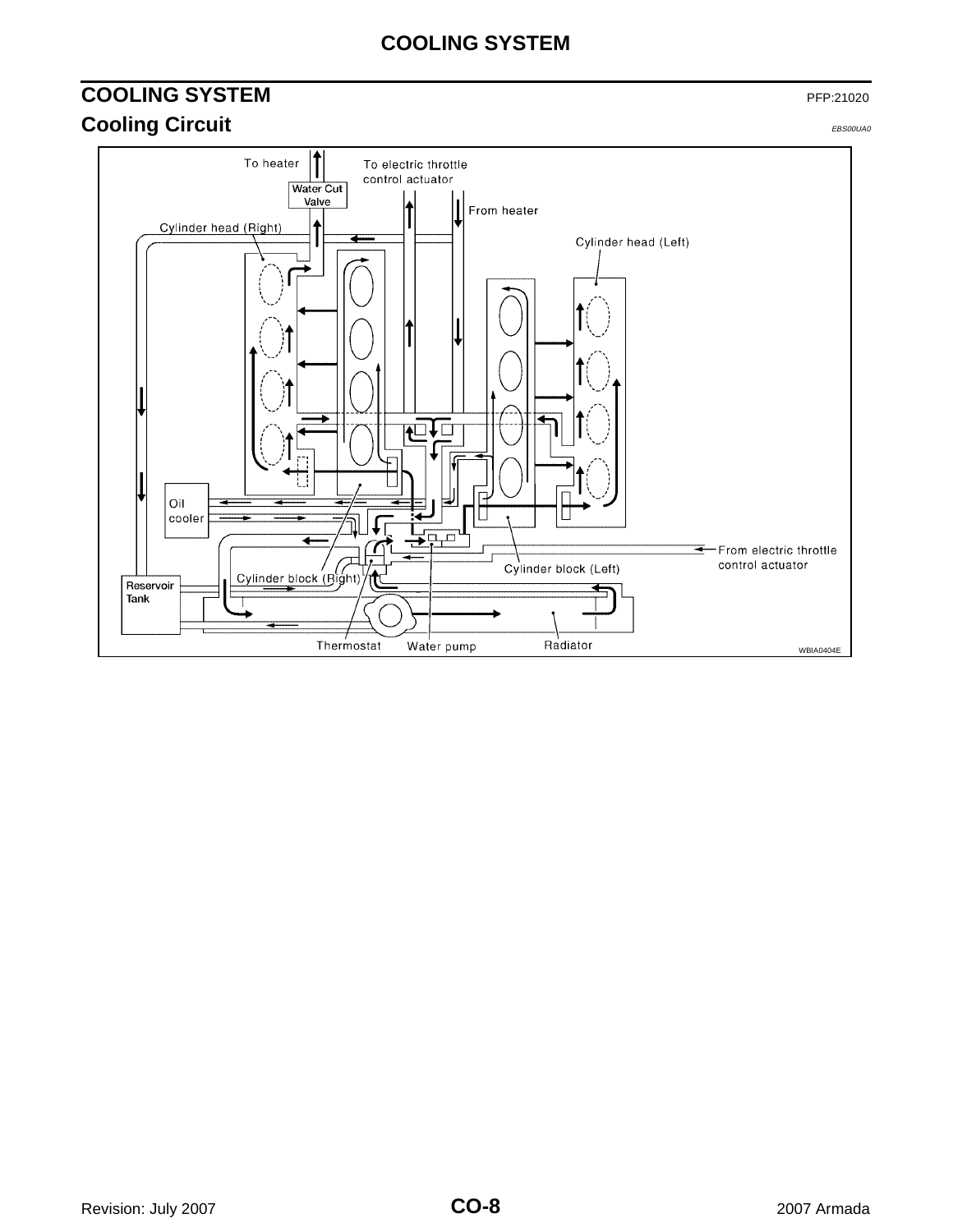## COOLING SYSTEM

PFP:21020

### Cooling Circuit

EBS00UA0

To heater

Water Cut Valve

To electric throttle control actuator

From heater

Cylinder head (Right)

Cylinder head (Left)

Oil cooler

From electric throttle control actuator

Cylinder block (Left)

Reservoir Tank

Cylinder block (Right)

Thermostat

Water pump

Radiator

WBIA0404E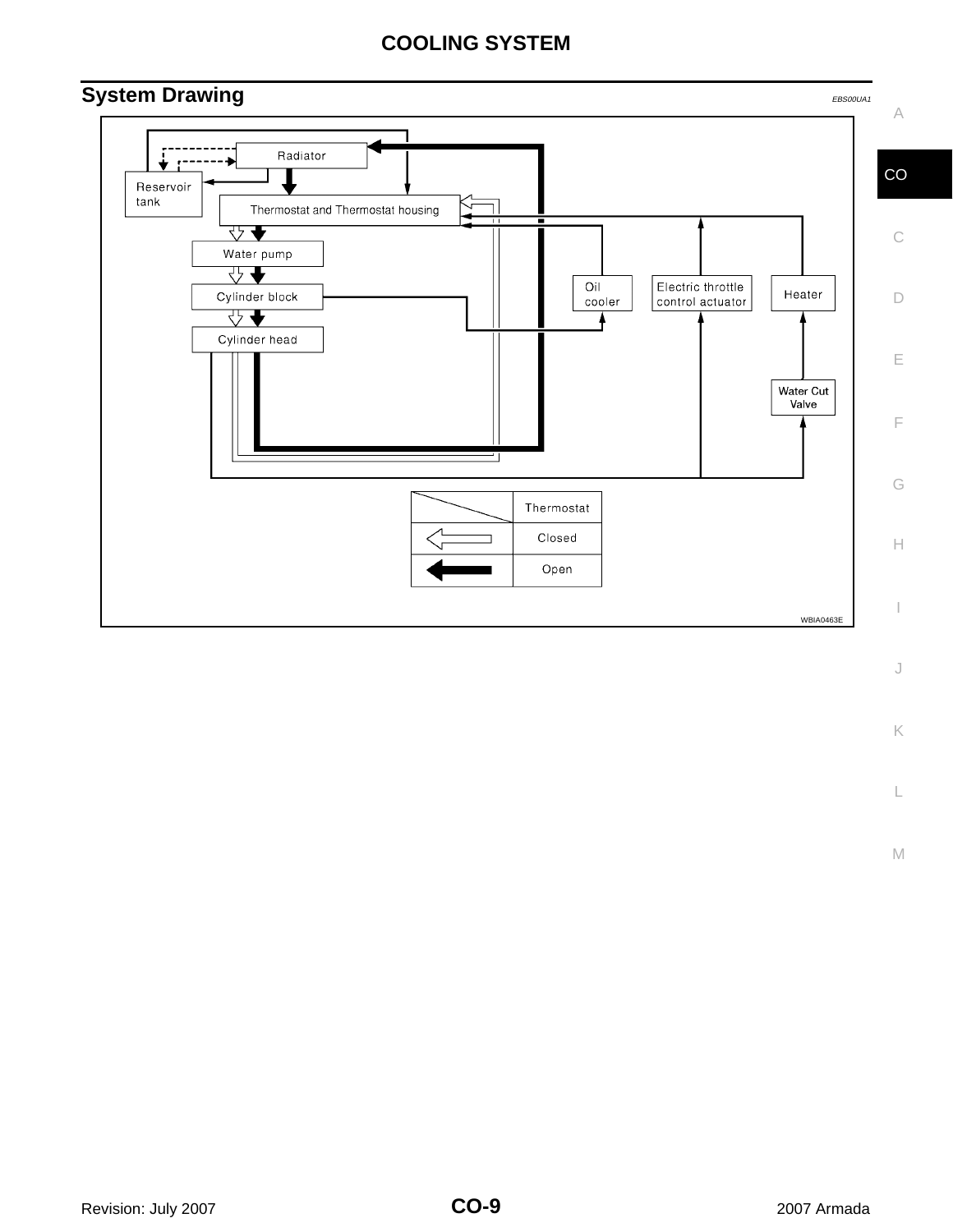## System Drawing

EBS00UA1

Radiator

Reservoir tank

Thermostat and Thermostat housing

Water pump

Cylinder block

Cylinder head

Oil cooler

Electric throttle control actuator

Heater

Water Cut Valve

| | Thermostat |
|---|---|
| (hollow arrow) | Closed |
| (solid arrow) | Open |

WBIA0463E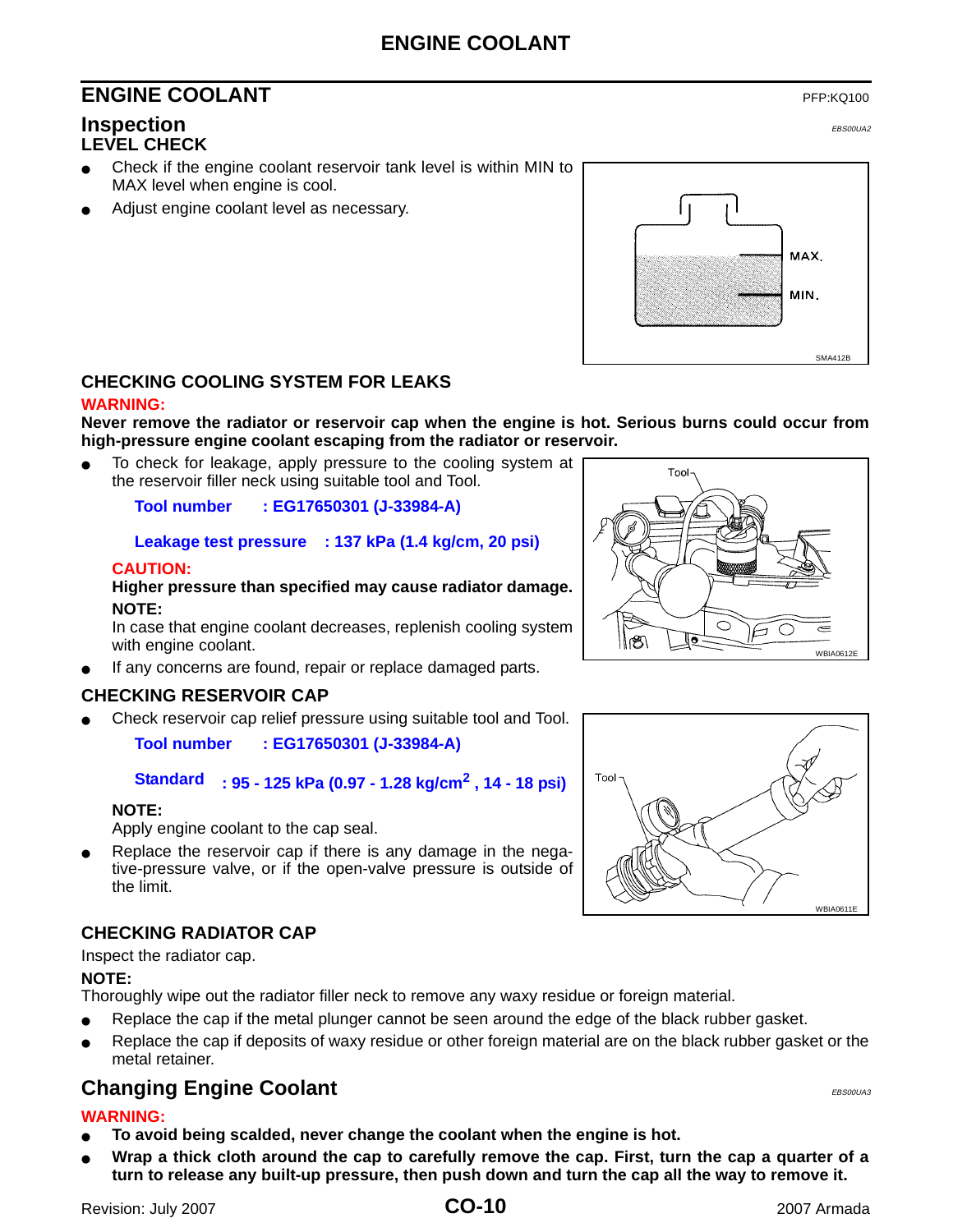# ENGINE COOLANT

PFP:KQ100

## Inspection

EBS00UA2

### LEVEL CHECK

- Check if the engine coolant reservoir tank level is within MIN to MAX level when engine is cool.
- Adjust engine coolant level as necessary.

MAX.
MIN.

SMA412B

### CHECKING COOLING SYSTEM FOR LEAKS

**WARNING:**

**Never remove the radiator or reservoir cap when the engine is hot. Serious burns could occur from high-pressure engine coolant escaping from the radiator or reservoir.**

- To check for leakage, apply pressure to the cooling system at the reservoir filler neck using suitable tool and Tool.

  **Tool number : EG17650301 (J-33984-A)**

  **Leakage test pressure : 137 kPa (1.4 kg/cm, 20 psi)**

  **CAUTION:**

  **Higher pressure than specified may cause radiator damage.**

  **NOTE:**

  In case that engine coolant decreases, replenish cooling system with engine coolant.

- If any concerns are found, repair or replace damaged parts.

Tool

WBIA0612E

### CHECKING RESERVOIR CAP

- Check reservoir cap relief pressure using suitable tool and Tool.

  **Tool number : EG17650301 (J-33984-A)**

  **Standard : 95 - 125 kPa (0.97 - 1.28 kg/cm$^2$ , 14 - 18 psi)**

  **NOTE:**

  Apply engine coolant to the cap seal.

- Replace the reservoir cap if there is any damage in the negative-pressure valve, or if the open-valve pressure is outside of the limit.

Tool

WBIA0611E

### CHECKING RADIATOR CAP

Inspect the radiator cap.

**NOTE:**

Thoroughly wipe out the radiator filler neck to remove any waxy residue or foreign material.

- Replace the cap if the metal plunger cannot be seen around the edge of the black rubber gasket.
- Replace the cap if deposits of waxy residue or other foreign material are on the black rubber gasket or the metal retainer.

## Changing Engine Coolant

EBS00UA3

**WARNING:**

- **To avoid being scalded, never change the coolant when the engine is hot.**
- **Wrap a thick cloth around the cap to carefully remove the cap. First, turn the cap a quarter of a turn to release any built-up pressure, then push down and turn the cap all the way to remove it.**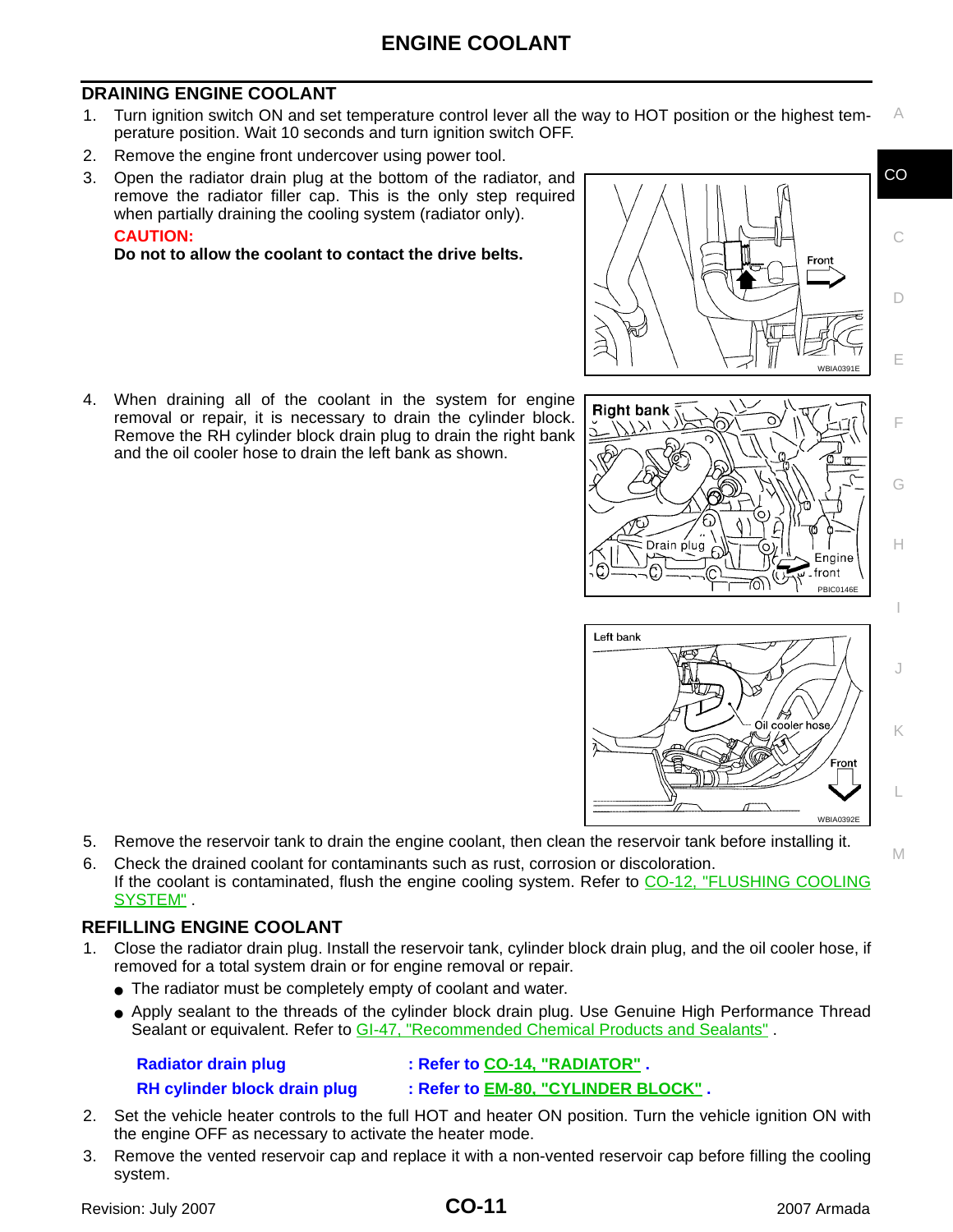# ENGINE COOLANT

## DRAINING ENGINE COOLANT

1. Turn ignition switch ON and set temperature control lever all the way to HOT position or the highest temperature position. Wait 10 seconds and turn ignition switch OFF.
2. Remove the engine front undercover using power tool.
3. Open the radiator drain plug at the bottom of the radiator, and remove the radiator filler cap. This is the only step required when partially draining the cooling system (radiator only).

   **CAUTION:**

   **Do not to allow the coolant to contact the drive belts.**

4. When draining all of the coolant in the system for engine removal or repair, it is necessary to drain the cylinder block. Remove the RH cylinder block drain plug to drain the right bank and the oil cooler hose to drain the left bank as shown.
5. Remove the reservoir tank to drain the engine coolant, then clean the reservoir tank before installing it.
6. Check the drained coolant for contaminants such as rust, corrosion or discoloration.
   If the coolant is contaminated, flush the engine cooling system. Refer to CO-12, "FLUSHING COOLING SYSTEM" .

## REFILLING ENGINE COOLANT

1. Close the radiator drain plug. Install the reservoir tank, cylinder block drain plug, and the oil cooler hose, if removed for a total system drain or for engine removal or repair.
   - The radiator must be completely empty of coolant and water.
   - Apply sealant to the threads of the cylinder block drain plug. Use Genuine High Performance Thread Sealant or equivalent. Refer to GI-47, "Recommended Chemical Products and Sealants" .

   | | |
   |---|---|
   | **Radiator drain plug** | **: Refer to CO-14, "RADIATOR" .** |
   | **RH cylinder block drain plug** | **: Refer to EM-80, "CYLINDER BLOCK" .** |

2. Set the vehicle heater controls to the full HOT and heater ON position. Turn the vehicle ignition ON with the engine OFF as necessary to activate the heater mode.
3. Remove the vented reservoir cap and replace it with a non-vented reservoir cap before filling the cooling system.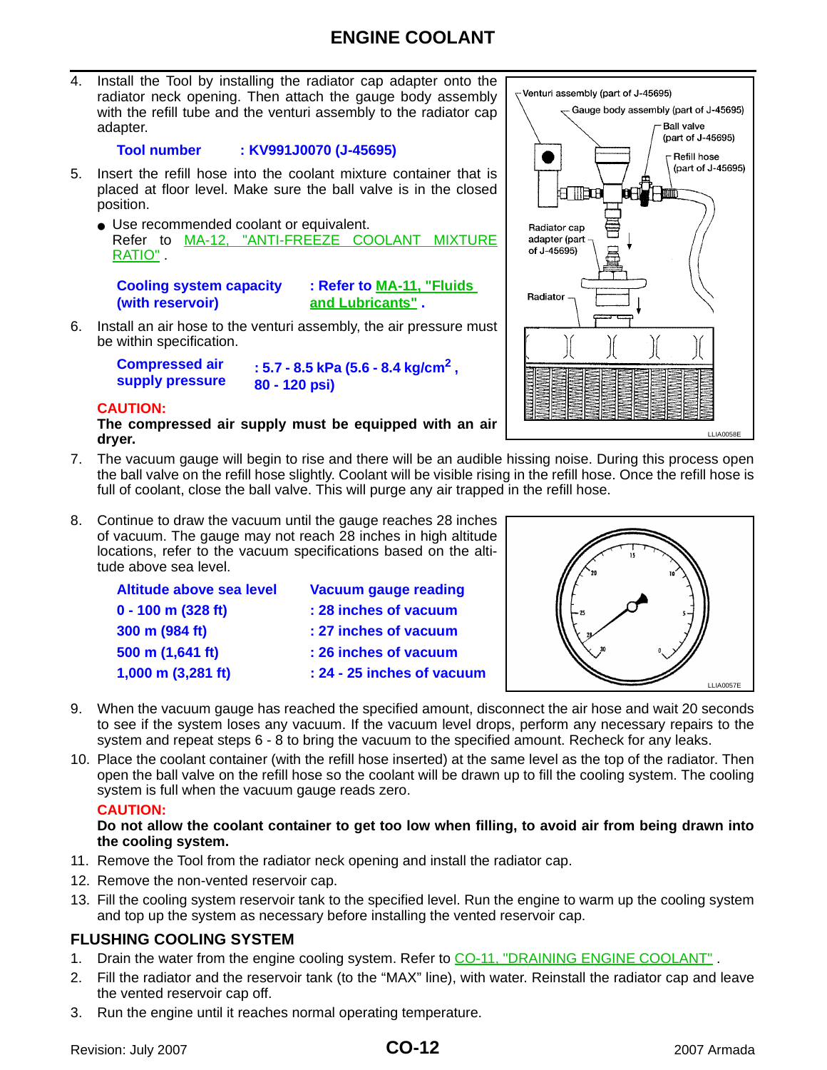# ENGINE COOLANT

4. Install the Tool by installing the radiator cap adapter onto the radiator neck opening. Then attach the gauge body assembly with the refill tube and the venturi assembly to the radiator cap adapter.

   **Tool number : KV991J0070 (J-45695)**

5. Insert the refill hose into the coolant mixture container that is placed at floor level. Make sure the ball valve is in the closed position.
   - Use recommended coolant or equivalent.
     Refer to MA-12, "ANTI-FREEZE COOLANT MIXTURE RATIO" .

   **Cooling system capacity (with reservoir) : Refer to MA-11, "Fluids and Lubricants" .**

6. Install an air hose to the venturi assembly, the air pressure must be within specification.

   **Compressed air supply pressure : 5.7 - 8.5 kPa (5.6 - 8.4 kg/cm$^2$ , 80 - 120 psi)**

   **CAUTION:**
   **The compressed air supply must be equipped with an air dryer.**

7. The vacuum gauge will begin to rise and there will be an audible hissing noise. During this process open the ball valve on the refill hose slightly. Coolant will be visible rising in the refill hose. Once the refill hose is full of coolant, close the ball valve. This will purge any air trapped in the refill hose.

8. Continue to draw the vacuum until the gauge reaches 28 inches of vacuum. The gauge may not reach 28 inches in high altitude locations, refer to the vacuum specifications based on the altitude above sea level.

| Altitude above sea level | Vacuum gauge reading |
|---|---|
| 0 - 100 m (328 ft) | : 28 inches of vacuum |
| 300 m (984 ft) | : 27 inches of vacuum |
| 500 m (1,641 ft) | : 26 inches of vacuum |
| 1,000 m (3,281 ft) | : 24 - 25 inches of vacuum |

9. When the vacuum gauge has reached the specified amount, disconnect the air hose and wait 20 seconds to see if the system loses any vacuum. If the vacuum level drops, perform any necessary repairs to the system and repeat steps 6 - 8 to bring the vacuum to the specified amount. Recheck for any leaks.

10. Place the coolant container (with the refill hose inserted) at the same level as the top of the radiator. Then open the ball valve on the refill hose so the coolant will be drawn up to fill the cooling system. The cooling system is full when the vacuum gauge reads zero.

    **CAUTION:**
    **Do not allow the coolant container to get too low when filling, to avoid air from being drawn into the cooling system.**

11. Remove the Tool from the radiator neck opening and install the radiator cap.
12. Remove the non-vented reservoir cap.
13. Fill the cooling system reservoir tank to the specified level. Run the engine to warm up the cooling system and top up the system as necessary before installing the vented reservoir cap.

## FLUSHING COOLING SYSTEM

1. Drain the water from the engine cooling system. Refer to CO-11, "DRAINING ENGINE COOLANT" .
2. Fill the radiator and the reservoir tank (to the "MAX" line), with water. Reinstall the radiator cap and leave the vented reservoir cap off.
3. Run the engine until it reaches normal operating temperature.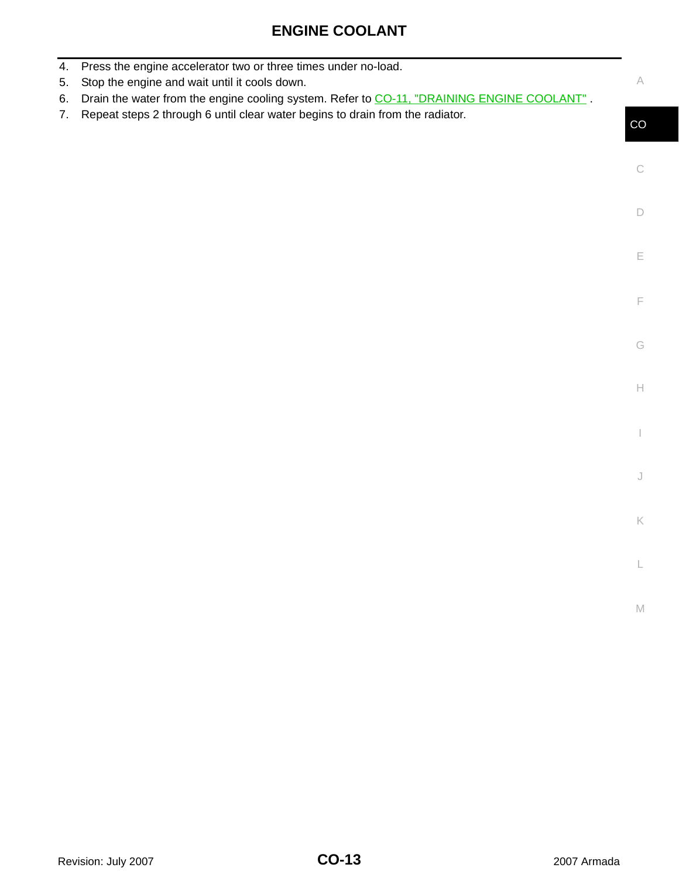4. Press the engine accelerator two or three times under no-load.
5. Stop the engine and wait until it cools down.
6. Drain the water from the engine cooling system. Refer to CO-11, "DRAINING ENGINE COOLANT" .
7. Repeat steps 2 through 6 until clear water begins to drain from the radiator.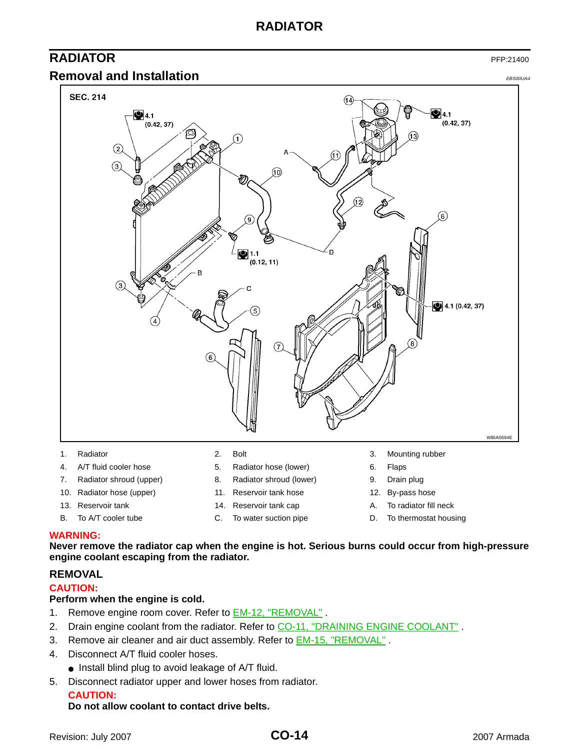## RADIATOR

PFP:21400

### Removal and Installation

EBS00UA4

| | | | | | |
|---|---|---|---|---|---|
| 1. | Radiator | 2. | Bolt | 3. | Mounting rubber |
| 4. | A/T fluid cooler hose | 5. | Radiator hose (lower) | 6. | Flaps |
| 7. | Radiator shroud (upper) | 8. | Radiator shroud (lower) | 9. | Drain plug |
| 10. | Radiator hose (upper) | 11. | Reservoir tank hose | 12. | By-pass hose |
| 13. | Reservoir tank | 14. | Reservoir tank cap | A. | To radiator fill neck |
| B. | To A/T cooler tube | C. | To water suction pipe | D. | To thermostat housing |

**WARNING:**
**Never remove the radiator cap when the engine is hot. Serious burns could occur from high-pressure engine coolant escaping from the radiator.**

### REMOVAL

**CAUTION:**
**Perform when the engine is cold.**

1. Remove engine room cover. Refer to EM-12, "REMOVAL" .
2. Drain engine coolant from the radiator. Refer to CO-11, "DRAINING ENGINE COOLANT" .
3. Remove air cleaner and air duct assembly. Refer to EM-15, "REMOVAL" .
4. Disconnect A/T fluid cooler hoses.
   - Install blind plug to avoid leakage of A/T fluid.
5. Disconnect radiator upper and lower hoses from radiator.

   **CAUTION:**
   **Do not allow coolant to contact drive belts.**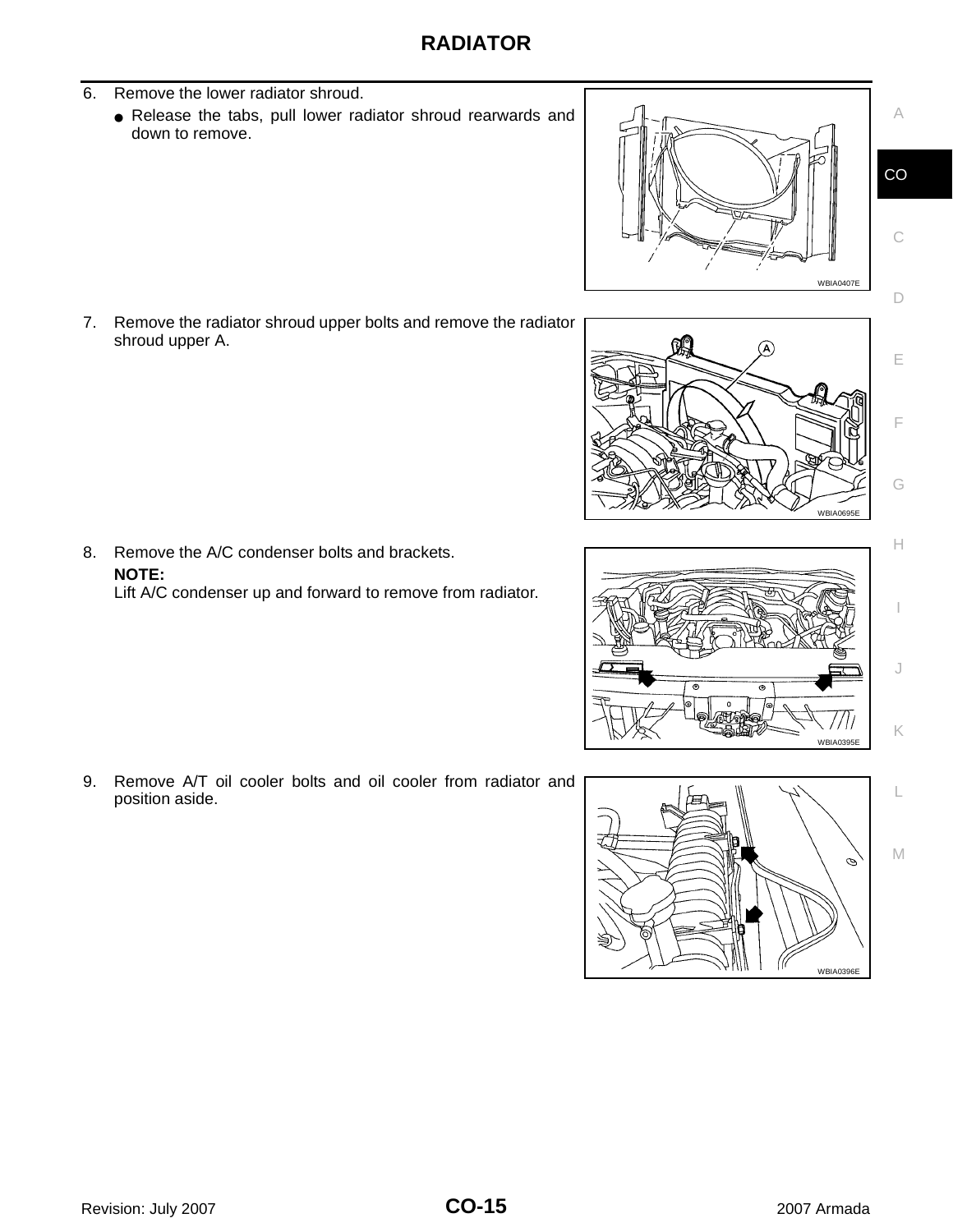6. Remove the lower radiator shroud.
   - Release the tabs, pull lower radiator shroud rearwards and down to remove.

WBIA0407E

7. Remove the radiator shroud upper bolts and remove the radiator shroud upper A.

WBIA0695E

8. Remove the A/C condenser bolts and brackets.

   **NOTE:**
   Lift A/C condenser up and forward to remove from radiator.

WBIA0395E

9. Remove A/T oil cooler bolts and oil cooler from radiator and position aside.

WBIA0396E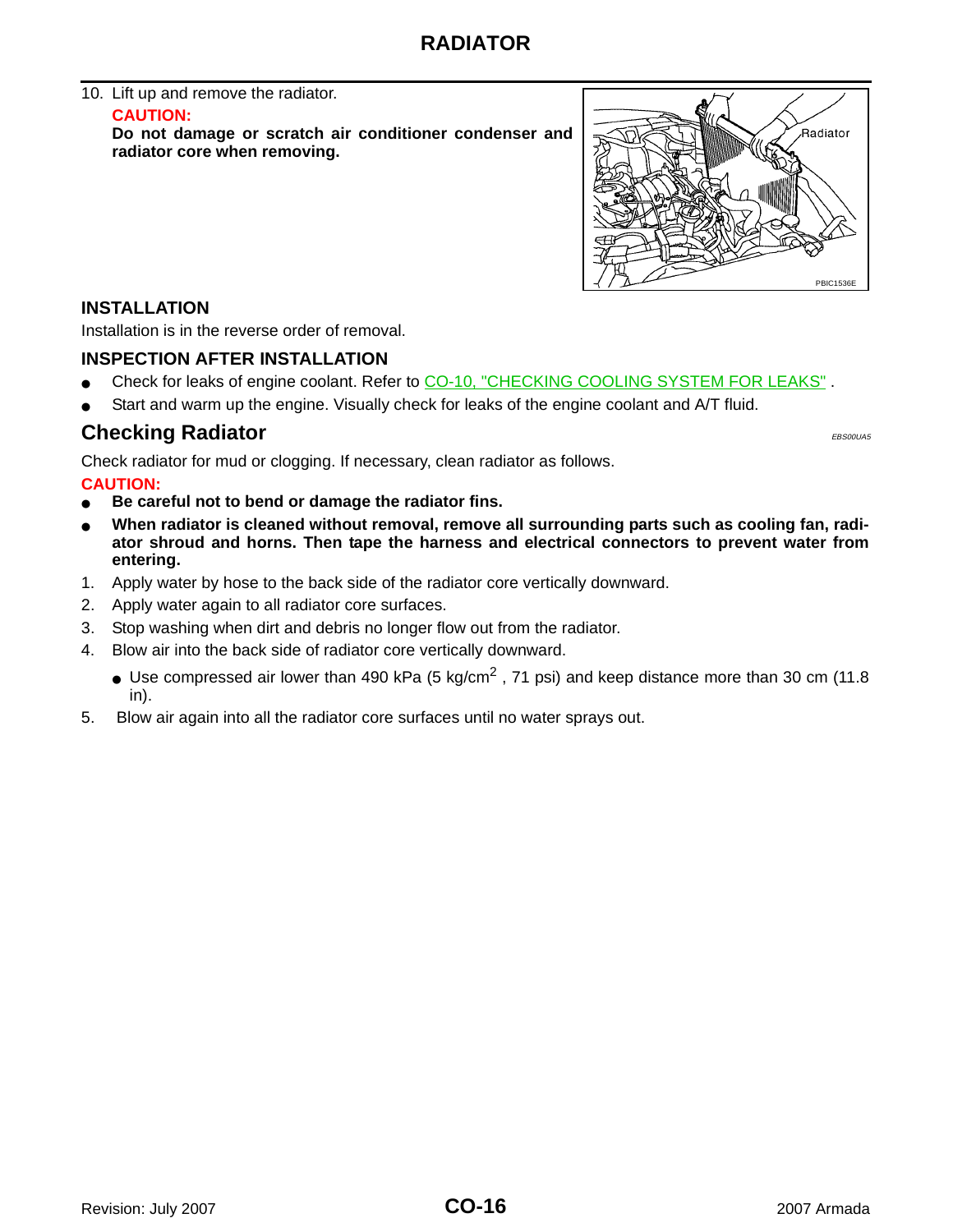10. Lift up and remove the radiator.

    **CAUTION:**

    **Do not damage or scratch air conditioner condenser and radiator core when removing.**

### INSTALLATION

Installation is in the reverse order of removal.

### INSPECTION AFTER INSTALLATION

- Check for leaks of engine coolant. Refer to CO-10, "CHECKING COOLING SYSTEM FOR LEAKS" .
- Start and warm up the engine. Visually check for leaks of the engine coolant and A/T fluid.

## Checking Radiator

*EBS00UA5*

Check radiator for mud or clogging. If necessary, clean radiator as follows.

**CAUTION:**

- **Be careful not to bend or damage the radiator fins.**
- **When radiator is cleaned without removal, remove all surrounding parts such as cooling fan, radiator shroud and horns. Then tape the harness and electrical connectors to prevent water from entering.**

1. Apply water by hose to the back side of the radiator core vertically downward.
2. Apply water again to all radiator core surfaces.
3. Stop washing when dirt and debris no longer flow out from the radiator.
4. Blow air into the back side of radiator core vertically downward.
   - Use compressed air lower than 490 kPa (5 kg/cm$^2$ , 71 psi) and keep distance more than 30 cm (11.8 in).
5. Blow air again into all the radiator core surfaces until no water sprays out.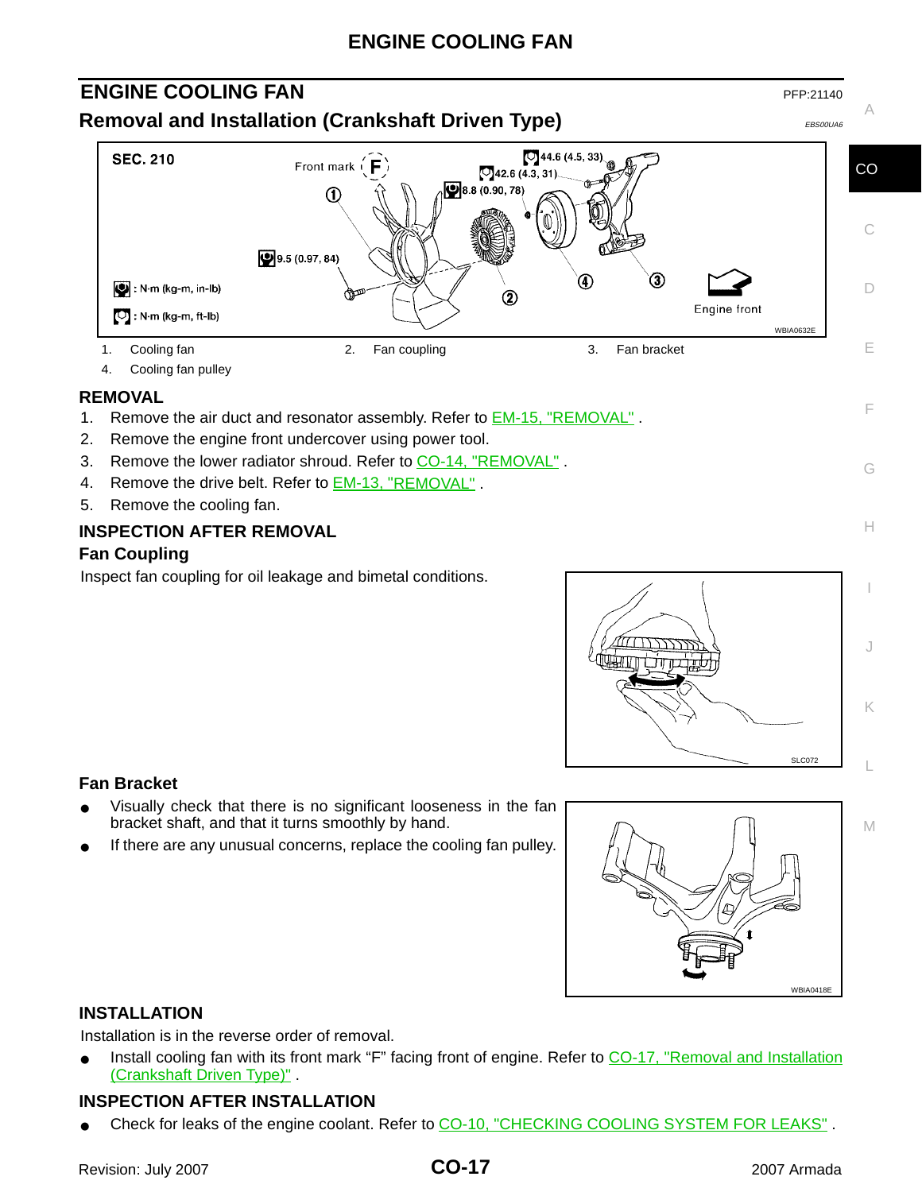# ENGINE COOLING FAN

PFP:21140

## Removal and Installation (Crankshaft Driven Type)

EBS00UA6

| | | |
|---|---|---|
| 1. Cooling fan | 2. Fan coupling | 3. Fan bracket |
| 4. Cooling fan pulley | | |

### REMOVAL

1. Remove the air duct and resonator assembly. Refer to EM-15, "REMOVAL" .
2. Remove the engine front undercover using power tool.
3. Remove the lower radiator shroud. Refer to CO-14, "REMOVAL" .
4. Remove the drive belt. Refer to EM-13, "REMOVAL" .
5. Remove the cooling fan.

### INSPECTION AFTER REMOVAL

#### Fan Coupling

Inspect fan coupling for oil leakage and bimetal conditions.

#### Fan Bracket

- Visually check that there is no significant looseness in the fan bracket shaft, and that it turns smoothly by hand.
- If there are any unusual concerns, replace the cooling fan pulley.

### INSTALLATION

Installation is in the reverse order of removal.

- Install cooling fan with its front mark “F” facing front of engine. Refer to CO-17, "Removal and Installation (Crankshaft Driven Type)" .

### INSPECTION AFTER INSTALLATION

- Check for leaks of the engine coolant. Refer to CO-10, "CHECKING COOLING SYSTEM FOR LEAKS" .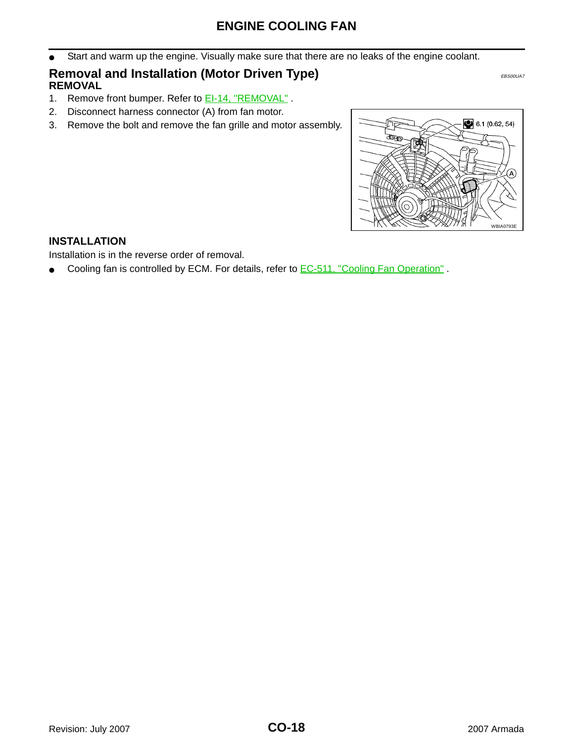- Start and warm up the engine. Visually make sure that there are no leaks of the engine coolant.

## Removal and Installation (Motor Driven Type)

*EBS00UA7*

### REMOVAL

1. Remove front bumper. Refer to EI-14, "REMOVAL" .
2. Disconnect harness connector (A) from fan motor.
3. Remove the bolt and remove the fan grille and motor assembly.

### INSTALLATION

Installation is in the reverse order of removal.

- Cooling fan is controlled by ECM. For details, refer to EC-511, "Cooling Fan Operation" .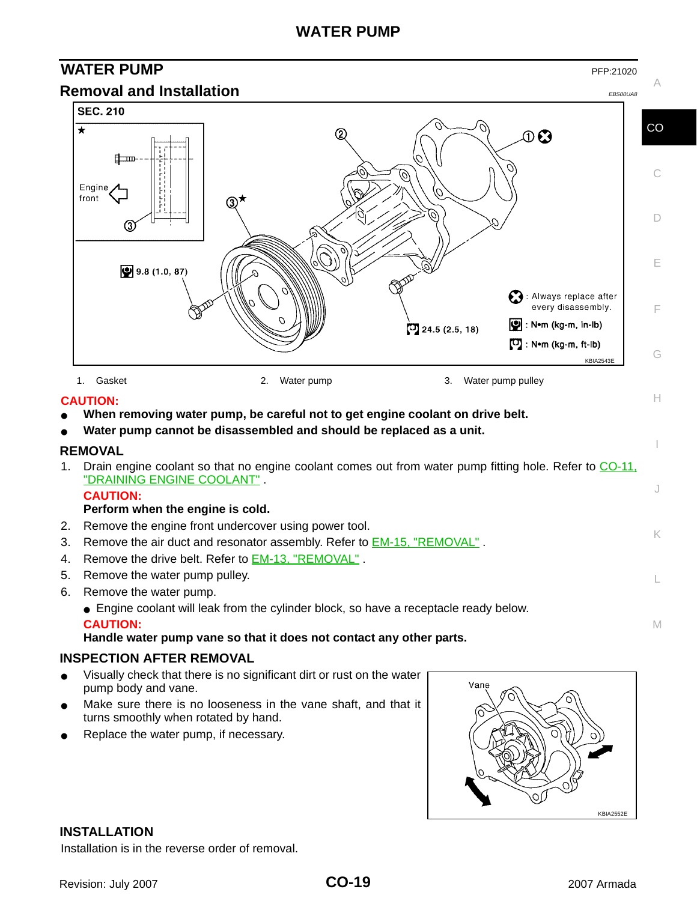## WATER PUMP

PFP:21020

### Removal and Installation

EBS00UA8

1. Gasket
2. Water pump
3. Water pump pulley

**CAUTION:**

- **When removing water pump, be careful not to get engine coolant on drive belt.**
- **Water pump cannot be disassembled and should be replaced as a unit.**

#### REMOVAL

1. Drain engine coolant so that no engine coolant comes out from water pump fitting hole. Refer to CO-11, "DRAINING ENGINE COOLANT" .

   **CAUTION:**

   **Perform when the engine is cold.**

2. Remove the engine front undercover using power tool.
3. Remove the air duct and resonator assembly. Refer to EM-15, "REMOVAL" .
4. Remove the drive belt. Refer to EM-13, "REMOVAL" .
5. Remove the water pump pulley.
6. Remove the water pump.
   - Engine coolant will leak from the cylinder block, so have a receptacle ready below.

   **CAUTION:**

   **Handle water pump vane so that it does not contact any other parts.**

#### INSPECTION AFTER REMOVAL

- Visually check that there is no significant dirt or rust on the water pump body and vane.
- Make sure there is no looseness in the vane shaft, and that it turns smoothly when rotated by hand.
- Replace the water pump, if necessary.

#### INSTALLATION

Installation is in the reverse order of removal.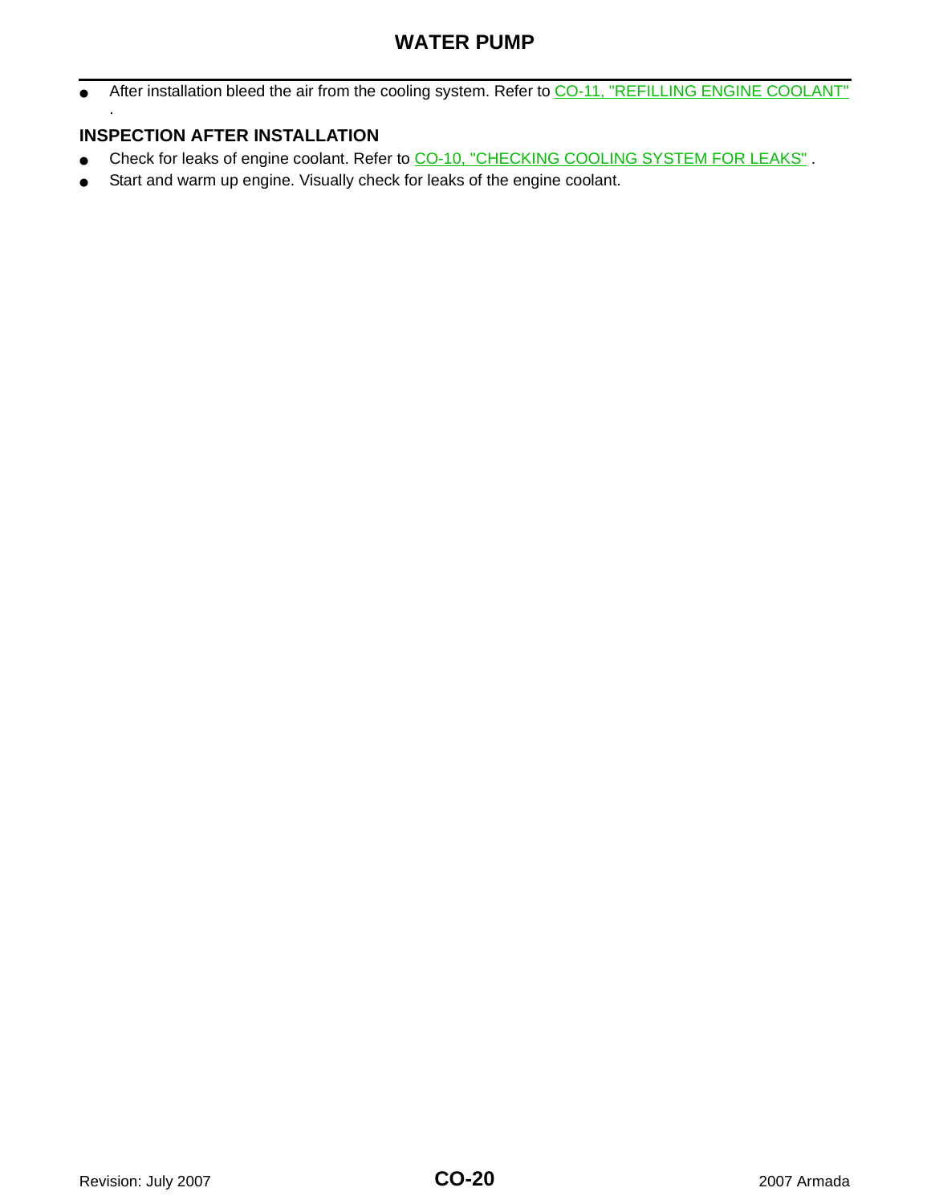- After installation bleed the air from the cooling system. Refer to CO-11, "REFILLING ENGINE COOLANT" .

### INSPECTION AFTER INSTALLATION

- Check for leaks of engine coolant. Refer to CO-10, "CHECKING COOLING SYSTEM FOR LEAKS" .
- Start and warm up engine. Visually check for leaks of the engine coolant.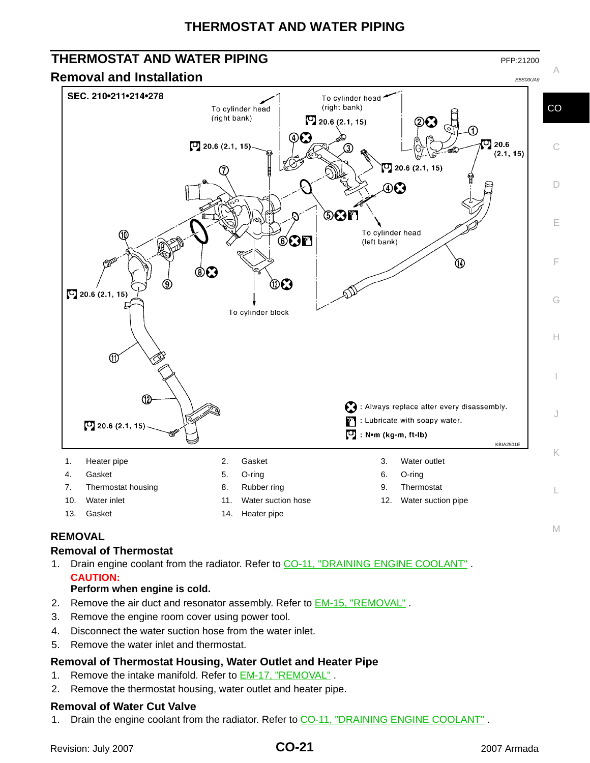# THERMOSTAT AND WATER PIPING

PFP:21200

## Removal and Installation

EBS00UA9

| | | | | | |
|---|---|---|---|---|---|
| 1. | Heater pipe | 2. | Gasket | 3. | Water outlet |
| 4. | Gasket | 5. | O-ring | 6. | O-ring |
| 7. | Thermostat housing | 8. | Rubber ring | 9. | Thermostat |
| 10. | Water inlet | 11. | Water suction hose | 12. | Water suction pipe |
| 13. | Gasket | 14. | Heater pipe | | |

### REMOVAL

#### Removal of Thermostat

1. Drain engine coolant from the radiator. Refer to CO-11, "DRAINING ENGINE COOLANT" .

   **CAUTION:**

   **Perform when engine is cold.**

2. Remove the air duct and resonator assembly. Refer to EM-15, "REMOVAL" .
3. Remove the engine room cover using power tool.
4. Disconnect the water suction hose from the water inlet.
5. Remove the water inlet and thermostat.

#### Removal of Thermostat Housing, Water Outlet and Heater Pipe

1. Remove the intake manifold. Refer to EM-17, "REMOVAL" .
2. Remove the thermostat housing, water outlet and heater pipe.

#### Removal of Water Cut Valve

1. Drain the engine coolant from the radiator. Refer to CO-11, "DRAINING ENGINE COOLANT" .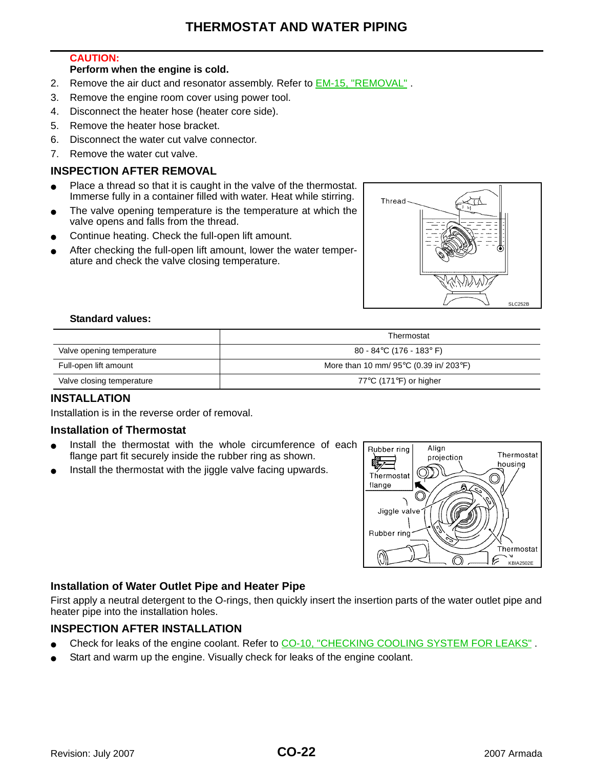**CAUTION:**

**Perform when the engine is cold.**

2. Remove the air duct and resonator assembly. Refer to EM-15, "REMOVAL" .
3. Remove the engine room cover using power tool.
4. Disconnect the heater hose (heater core side).
5. Remove the heater hose bracket.
6. Disconnect the water cut valve connector.
7. Remove the water cut valve.

## INSPECTION AFTER REMOVAL

- Place a thread so that it is caught in the valve of the thermostat. Immerse fully in a container filled with water. Heat while stirring.
- The valve opening temperature is the temperature at which the valve opens and falls from the thread.
- Continue heating. Check the full-open lift amount.
- After checking the full-open lift amount, lower the water temperature and check the valve closing temperature.

**Standard values:**

| | Thermostat |
|---|---|
| Valve opening temperature | 80 - 84°C (176 - 183° F) |
| Full-open lift amount | More than 10 mm/ 95°C (0.39 in/ 203°F) |
| Valve closing temperature | 77°C (171°F) or higher |

## INSTALLATION

Installation is in the reverse order of removal.

### Installation of Thermostat

- Install the thermostat with the whole circumference of each flange part fit securely inside the rubber ring as shown.
- Install the thermostat with the jiggle valve facing upwards.

### Installation of Water Outlet Pipe and Heater Pipe

First apply a neutral detergent to the O-rings, then quickly insert the insertion parts of the water outlet pipe and heater pipe into the installation holes.

## INSPECTION AFTER INSTALLATION

- Check for leaks of the engine coolant. Refer to CO-10, "CHECKING COOLING SYSTEM FOR LEAKS" .
- Start and warm up the engine. Visually check for leaks of the engine coolant.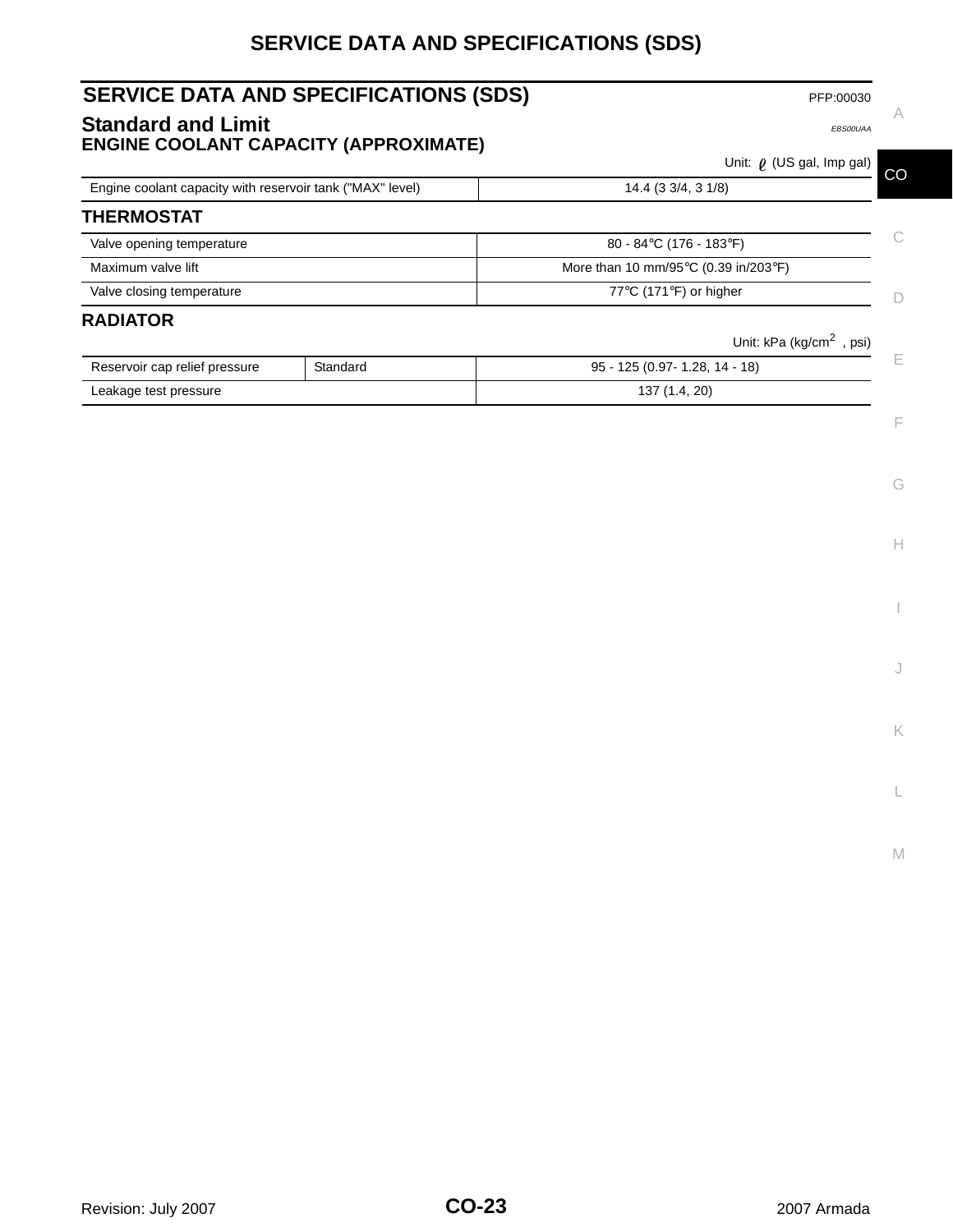# SERVICE DATA AND SPECIFICATIONS (SDS)

PFP:00030

## Standard and Limit

EBS00UAA

### ENGINE COOLANT CAPACITY (APPROXIMATE)

Unit: ℓ (US gal, Imp gal)

| | |
|---|---|
| Engine coolant capacity with reservoir tank ("MAX" level) | 14.4 (3 3/4, 3 1/8) |

### THERMOSTAT

| | |
|---|---|
| Valve opening temperature | 80 - 84°C (176 - 183°F) |
| Maximum valve lift | More than 10 mm/95°C (0.39 in/203°F) |
| Valve closing temperature | 77°C (171°F) or higher |

### RADIATOR

Unit: kPa (kg/cm$^2$ , psi)

| | | |
|---|---|---|
| Reservoir cap relief pressure | Standard | 95 - 125 (0.97- 1.28, 14 - 18) |
| Leakage test pressure | | 137 (1.4, 20) |